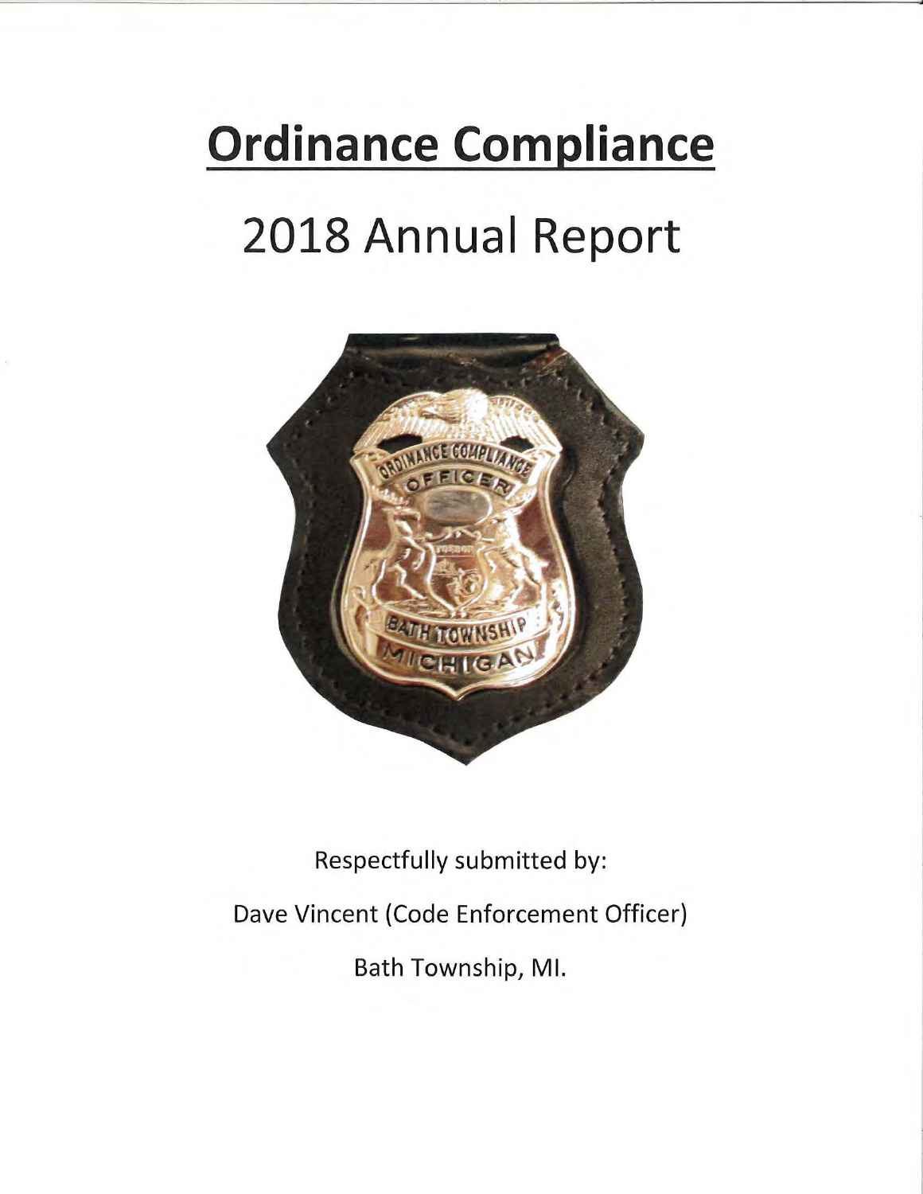# **Ordinance Compliance**

# 2018 Annual Report

Respectfully submitted by:

Dave Vincent (Code Enforcement Officer)

Bath Township, MI.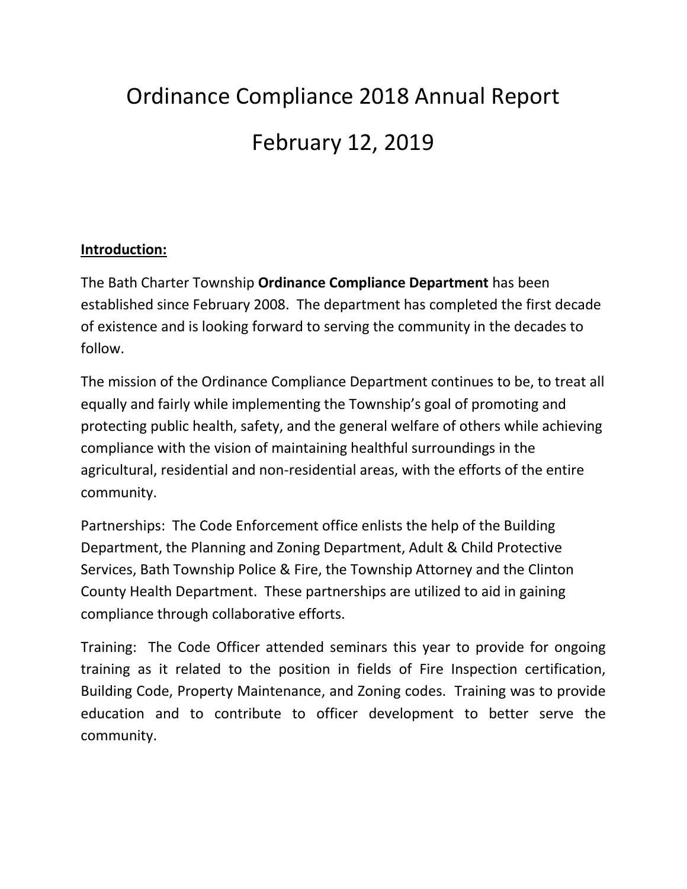# Ordinance Compliance 2018 Annual Report

# February 12, 2019

**Introduction:**

The Bath Charter Township **Ordinance Compliance Department** has been established since February 2008. The department has completed the first decade of existence and is looking forward to serving the community in the decades to follow.

The mission of the Ordinance Compliance Department continues to be, to treat all equally and fairly while implementing the Township's goal of promoting and protecting public health, safety, and the general welfare of others while achieving compliance with the vision of maintaining healthful surroundings in the agricultural, residential and non-residential areas, with the efforts of the entire community.

Partnerships: The Code Enforcement office enlists the help of the Building Department, the Planning and Zoning Department, Adult & Child Protective Services, Bath Township Police & Fire, the Township Attorney and the Clinton County Health Department. These partnerships are utilized to aid in gaining compliance through collaborative efforts.

Training: The Code Officer attended seminars this year to provide for ongoing training as it related to the position in fields of Fire Inspection certification, Building Code, Property Maintenance, and Zoning codes. Training was to provide education and to contribute to officer development to better serve the community.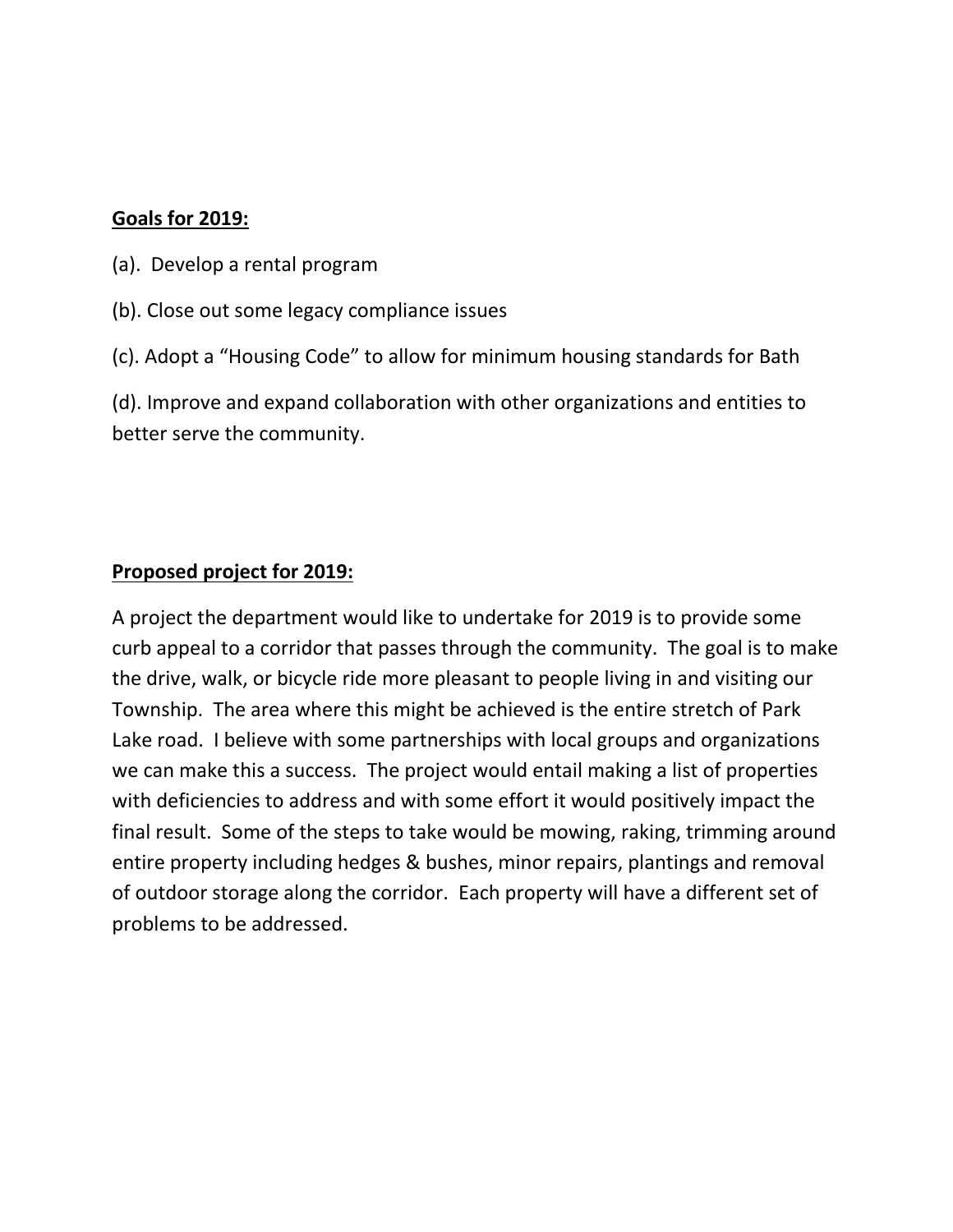**<u>Goals for 2019:</u>**

(a). Develop a rental program

(b). Close out some legacy compliance issues

(c). Adopt a "Housing Code" to allow for minimum housing standards for Bath

(d). Improve and expand collaboration with other organizations and entities to better serve the community.

**<u>Proposed project for 2019:</u>**

A project the department would like to undertake for 2019 is to provide some curb appeal to a corridor that passes through the community. The goal is to make the drive, walk, or bicycle ride more pleasant to people living in and visiting our Township. The area where this might be achieved is the entire stretch of Park Lake road. I believe with some partnerships with local groups and organizations we can make this a success. The project would entail making a list of properties with deficiencies to address and with some effort it would positively impact the final result. Some of the steps to take would be mowing, raking, trimming around entire property including hedges & bushes, minor repairs, plantings and removal of outdoor storage along the corridor. Each property will have a different set of problems to be addressed.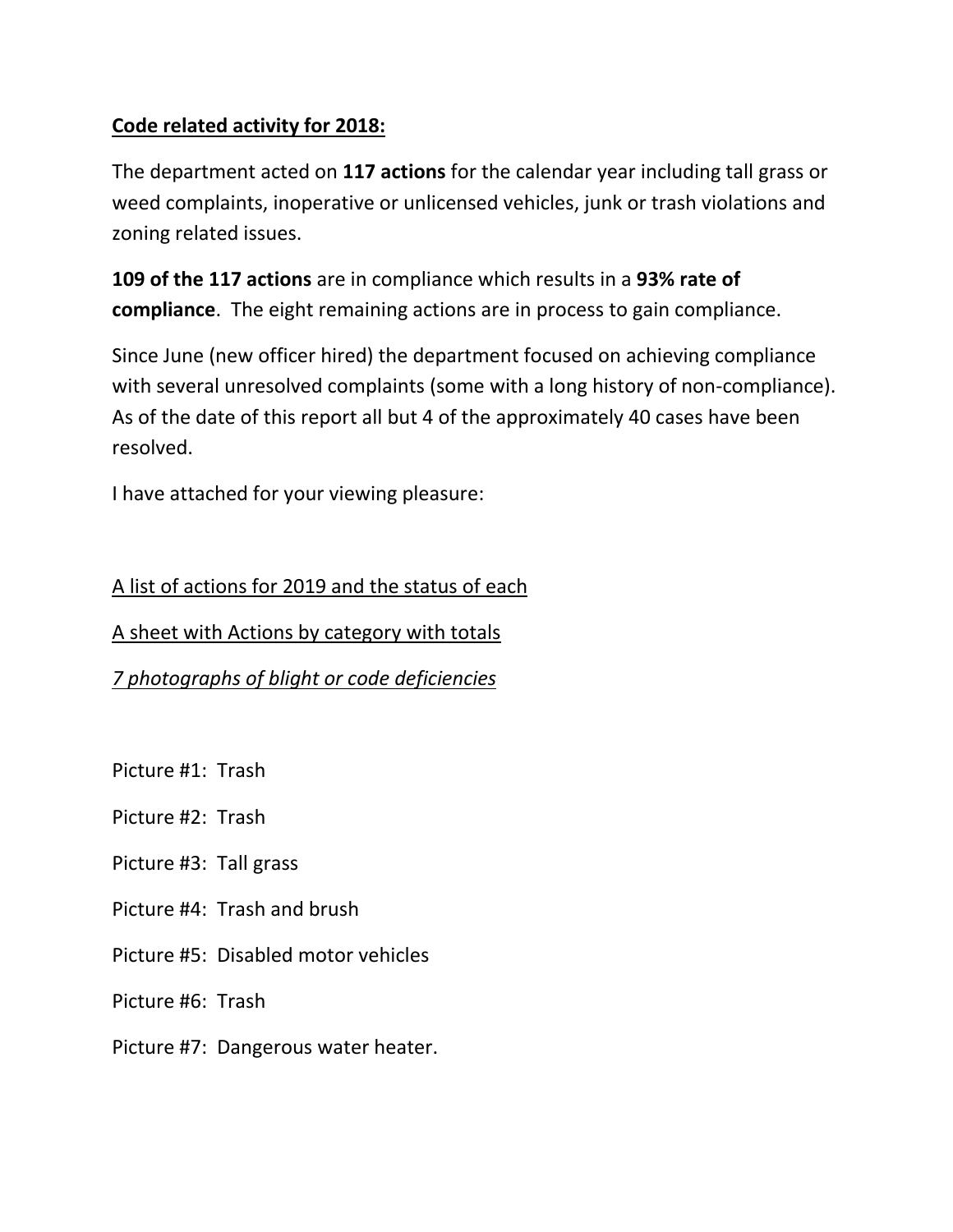**<u>Code related activity for 2018:</u>**

The department acted on **117 actions** for the calendar year including tall grass or weed complaints, inoperative or unlicensed vehicles, junk or trash violations and zoning related issues.

**109 of the 117 actions** are in compliance which results in a **93% rate of compliance**. The eight remaining actions are in process to gain compliance.

Since June (new officer hired) the department focused on achieving compliance with several unresolved complaints (some with a long history of non-compliance). As of the date of this report all but 4 of the approximately 40 cases have been resolved.

I have attached for your viewing pleasure:

<u>A list of actions for 2019 and the status of each</u>

<u>A sheet with Actions by category with totals</u>

*<u>7 photographs of blight or code deficiencies</u>*

Picture #1: Trash

Picture #2: Trash

Picture #3: Tall grass

Picture #4: Trash and brush

Picture #5: Disabled motor vehicles

Picture #6: Trash

Picture #7: Dangerous water heater.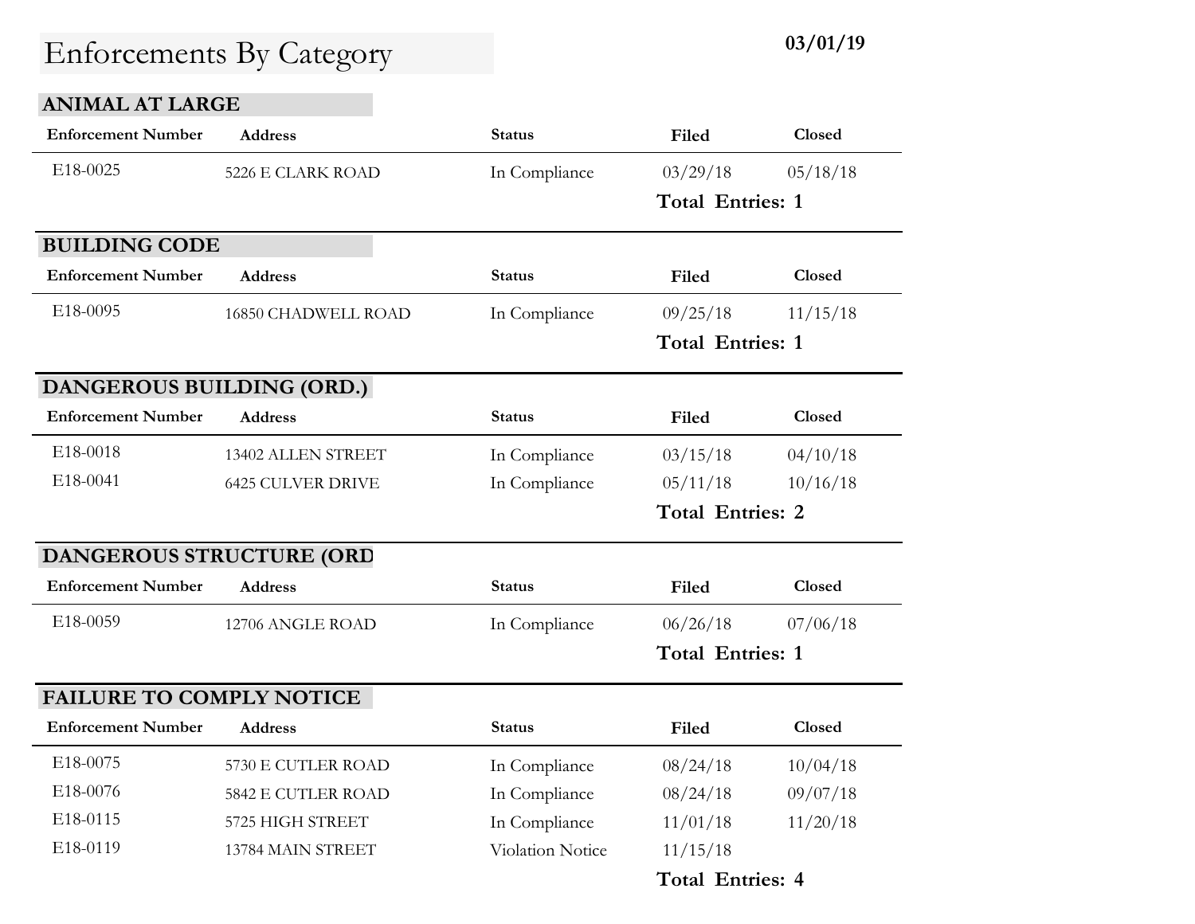# Enforcements By Category

**03/01/19**

## ANIMAL AT LARGE

| Enforcement Number | Address | Status | Filed | Closed |
|---|---|---|---|---|
| E18-0025 | 5226 E CLARK ROAD | In Compliance | 03/29/18 | 05/18/18 |

**Total Entries: 1**

## BUILDING CODE

| Enforcement Number | Address | Status | Filed | Closed |
|---|---|---|---|---|
| E18-0095 | 16850 CHADWELL ROAD | In Compliance | 09/25/18 | 11/15/18 |

**Total Entries: 1**

## DANGEROUS BUILDING (ORD.)

| Enforcement Number | Address | Status | Filed | Closed |
|---|---|---|---|---|
| E18-0018 | 13402 ALLEN STREET | In Compliance | 03/15/18 | 04/10/18 |
| E18-0041 | 6425 CULVER DRIVE | In Compliance | 05/11/18 | 10/16/18 |

**Total Entries: 2**

## DANGEROUS STRUCTURE (ORD

| Enforcement Number | Address | Status | Filed | Closed |
|---|---|---|---|---|
| E18-0059 | 12706 ANGLE ROAD | In Compliance | 06/26/18 | 07/06/18 |

**Total Entries: 1**

## FAILURE TO COMPLY NOTICE

| Enforcement Number | Address | Status | Filed | Closed |
|---|---|---|---|---|
| E18-0075 | 5730 E CUTLER ROAD | In Compliance | 08/24/18 | 10/04/18 |
| E18-0076 | 5842 E CUTLER ROAD | In Compliance | 08/24/18 | 09/07/18 |
| E18-0115 | 5725 HIGH STREET | In Compliance | 11/01/18 | 11/20/18 |
| E18-0119 | 13784 MAIN STREET | Violation Notice | 11/15/18 | |

**Total Entries: 4**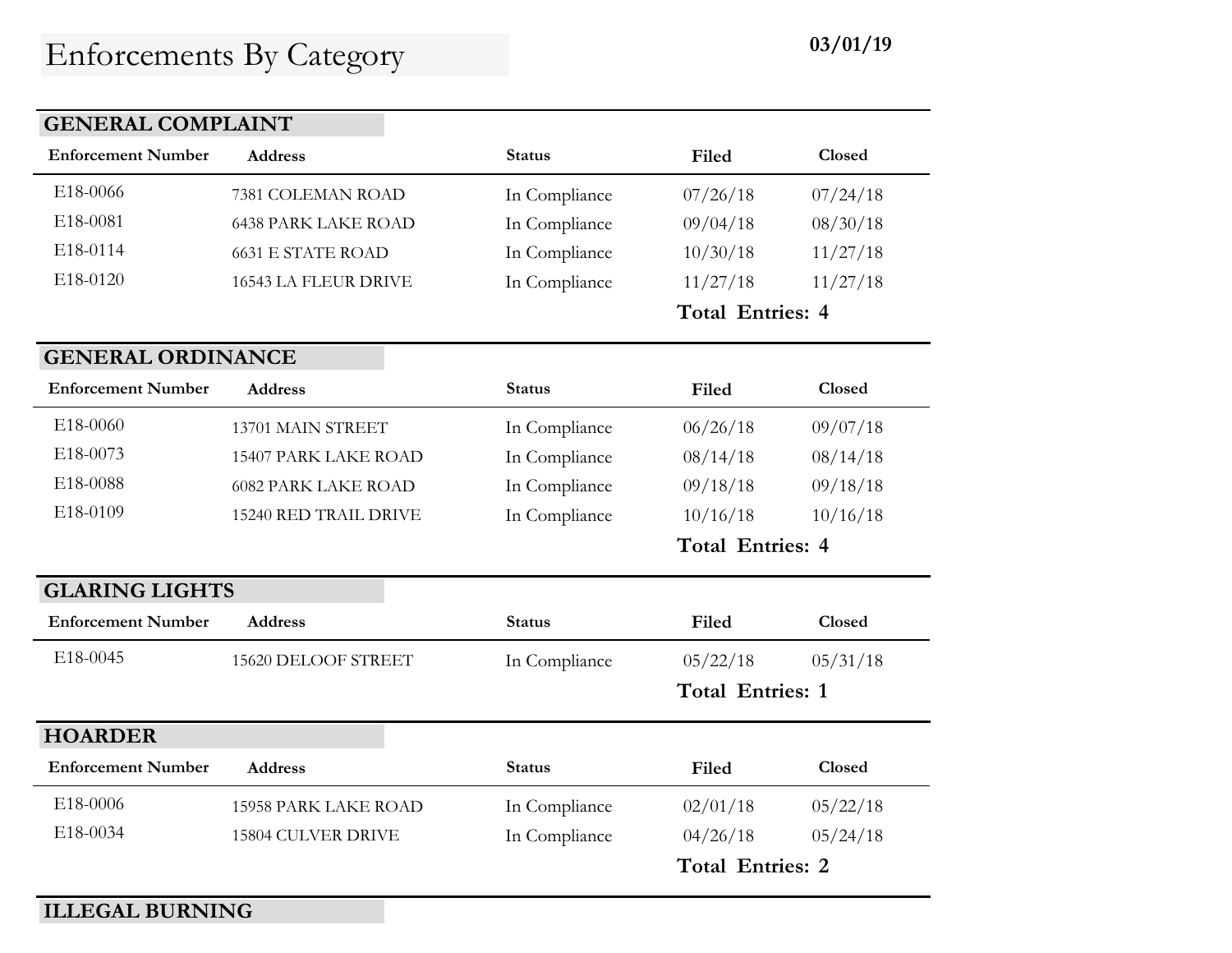# Enforcements By Category

**03/01/19**

## GENERAL COMPLAINT

| Enforcement Number | Address | Status | Filed | Closed |
|---|---|---|---|---|
| E18-0066 | 7381 COLEMAN ROAD | In Compliance | 07/26/18 | 07/24/18 |
| E18-0081 | 6438 PARK LAKE ROAD | In Compliance | 09/04/18 | 08/30/18 |
| E18-0114 | 6631 E STATE ROAD | In Compliance | 10/30/18 | 11/27/18 |
| E18-0120 | 16543 LA FLEUR DRIVE | In Compliance | 11/27/18 | 11/27/18 |

**Total Entries: 4**

## GENERAL ORDINANCE

| Enforcement Number | Address | Status | Filed | Closed |
|---|---|---|---|---|
| E18-0060 | 13701 MAIN STREET | In Compliance | 06/26/18 | 09/07/18 |
| E18-0073 | 15407 PARK LAKE ROAD | In Compliance | 08/14/18 | 08/14/18 |
| E18-0088 | 6082 PARK LAKE ROAD | In Compliance | 09/18/18 | 09/18/18 |
| E18-0109 | 15240 RED TRAIL DRIVE | In Compliance | 10/16/18 | 10/16/18 |

**Total Entries: 4**

## GLARING LIGHTS

| Enforcement Number | Address | Status | Filed | Closed |
|---|---|---|---|---|
| E18-0045 | 15620 DELOOF STREET | In Compliance | 05/22/18 | 05/31/18 |

**Total Entries: 1**

## HOARDER

| Enforcement Number | Address | Status | Filed | Closed |
|---|---|---|---|---|
| E18-0006 | 15958 PARK LAKE ROAD | In Compliance | 02/01/18 | 05/22/18 |
| E18-0034 | 15804 CULVER DRIVE | In Compliance | 04/26/18 | 05/24/18 |

**Total Entries: 2**

## ILLEGAL BURNING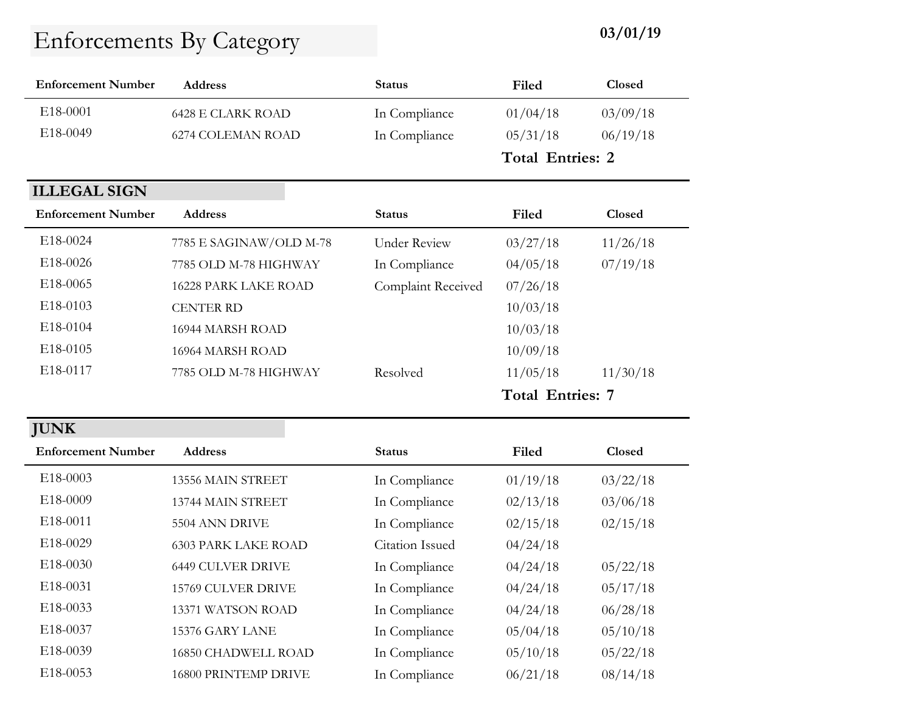# Enforcements By Category

**03/01/19**

| Enforcement Number | Address | Status | Filed | Closed |
|---|---|---|---|---|
| E18-0001 | 6428 E CLARK ROAD | In Compliance | 01/04/18 | 03/09/18 |
| E18-0049 | 6274 COLEMAN ROAD | In Compliance | 05/31/18 | 06/19/18 |

**Total Entries: 2**

## ILLEGAL SIGN

| Enforcement Number | Address | Status | Filed | Closed |
|---|---|---|---|---|
| E18-0024 | 7785 E SAGINAW/OLD M-78 | Under Review | 03/27/18 | 11/26/18 |
| E18-0026 | 7785 OLD M-78 HIGHWAY | In Compliance | 04/05/18 | 07/19/18 |
| E18-0065 | 16228 PARK LAKE ROAD | Complaint Received | 07/26/18 | |
| E18-0103 | CENTER RD | | 10/03/18 | |
| E18-0104 | 16944 MARSH ROAD | | 10/03/18 | |
| E18-0105 | 16964 MARSH ROAD | | 10/09/18 | |
| E18-0117 | 7785 OLD M-78 HIGHWAY | Resolved | 11/05/18 | 11/30/18 |

**Total Entries: 7**

## JUNK

| Enforcement Number | Address | Status | Filed | Closed |
|---|---|---|---|---|
| E18-0003 | 13556 MAIN STREET | In Compliance | 01/19/18 | 03/22/18 |
| E18-0009 | 13744 MAIN STREET | In Compliance | 02/13/18 | 03/06/18 |
| E18-0011 | 5504 ANN DRIVE | In Compliance | 02/15/18 | 02/15/18 |
| E18-0029 | 6303 PARK LAKE ROAD | Citation Issued | 04/24/18 | |
| E18-0030 | 6449 CULVER DRIVE | In Compliance | 04/24/18 | 05/22/18 |
| E18-0031 | 15769 CULVER DRIVE | In Compliance | 04/24/18 | 05/17/18 |
| E18-0033 | 13371 WATSON ROAD | In Compliance | 04/24/18 | 06/28/18 |
| E18-0037 | 15376 GARY LANE | In Compliance | 05/04/18 | 05/10/18 |
| E18-0039 | 16850 CHADWELL ROAD | In Compliance | 05/10/18 | 05/22/18 |
| E18-0053 | 16800 PRINTEMP DRIVE | In Compliance | 06/21/18 | 08/14/18 |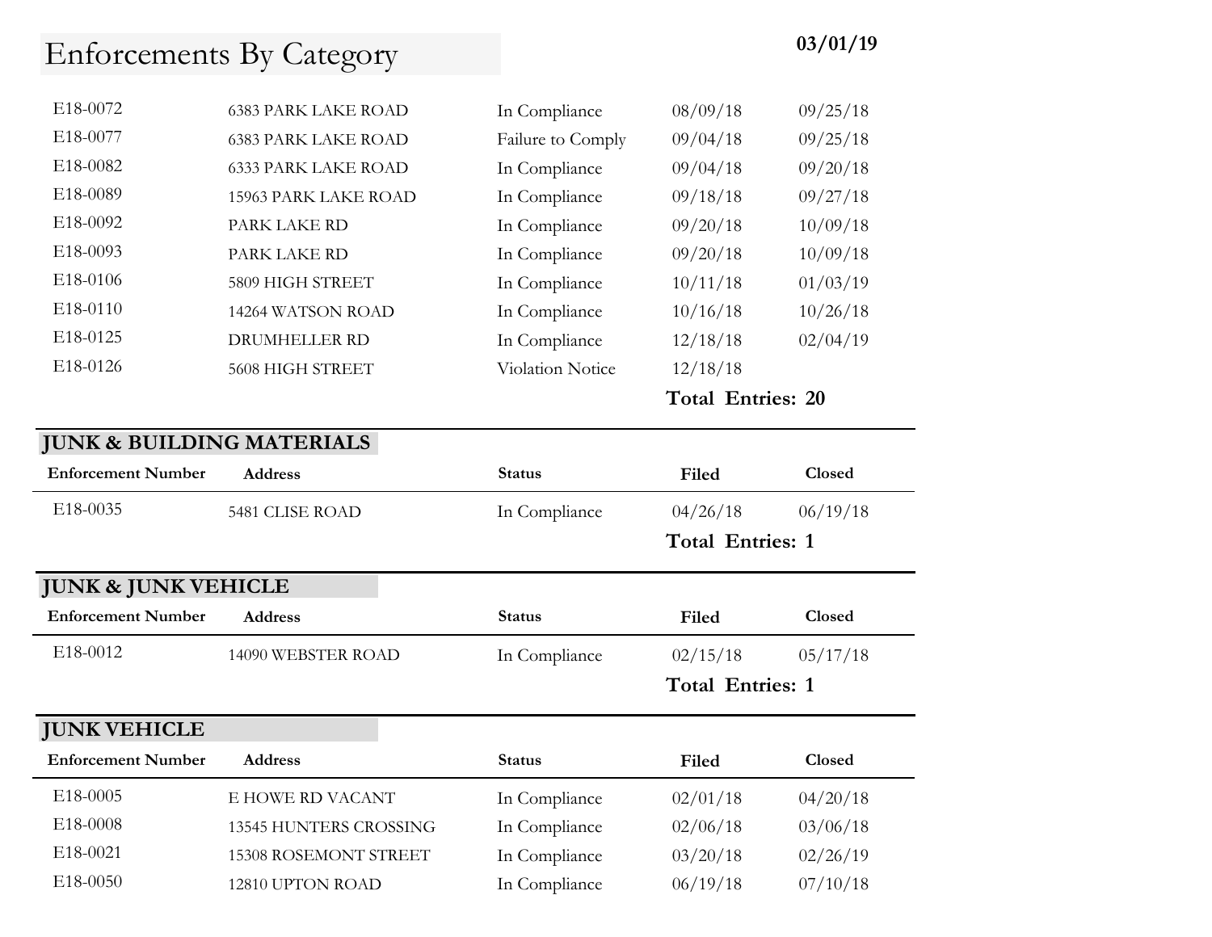# Enforcements By Category

**03/01/19**

| | | | | |
|---|---|---|---|---|
| E18-0072 | 6383 PARK LAKE ROAD | In Compliance | 08/09/18 | 09/25/18 |
| E18-0077 | 6383 PARK LAKE ROAD | Failure to Comply | 09/04/18 | 09/25/18 |
| E18-0082 | 6333 PARK LAKE ROAD | In Compliance | 09/04/18 | 09/20/18 |
| E18-0089 | 15963 PARK LAKE ROAD | In Compliance | 09/18/18 | 09/27/18 |
| E18-0092 | PARK LAKE RD | In Compliance | 09/20/18 | 10/09/18 |
| E18-0093 | PARK LAKE RD | In Compliance | 09/20/18 | 10/09/18 |
| E18-0106 | 5809 HIGH STREET | In Compliance | 10/11/18 | 01/03/19 |
| E18-0110 | 14264 WATSON ROAD | In Compliance | 10/16/18 | 10/26/18 |
| E18-0125 | DRUMHELLER RD | In Compliance | 12/18/18 | 02/04/19 |
| E18-0126 | 5608 HIGH STREET | Violation Notice | 12/18/18 | |

**Total Entries: 20**

## JUNK & BUILDING MATERIALS

| Enforcement Number | Address | Status | Filed | Closed |
|---|---|---|---|---|
| E18-0035 | 5481 CLISE ROAD | In Compliance | 04/26/18 | 06/19/18 |

**Total Entries: 1**

## JUNK & JUNK VEHICLE

| Enforcement Number | Address | Status | Filed | Closed |
|---|---|---|---|---|
| E18-0012 | 14090 WEBSTER ROAD | In Compliance | 02/15/18 | 05/17/18 |

**Total Entries: 1**

## JUNK VEHICLE

| Enforcement Number | Address | Status | Filed | Closed |
|---|---|---|---|---|
| E18-0005 | E HOWE RD VACANT | In Compliance | 02/01/18 | 04/20/18 |
| E18-0008 | 13545 HUNTERS CROSSING | In Compliance | 02/06/18 | 03/06/18 |
| E18-0021 | 15308 ROSEMONT STREET | In Compliance | 03/20/18 | 02/26/19 |
| E18-0050 | 12810 UPTON ROAD | In Compliance | 06/19/18 | 07/10/18 |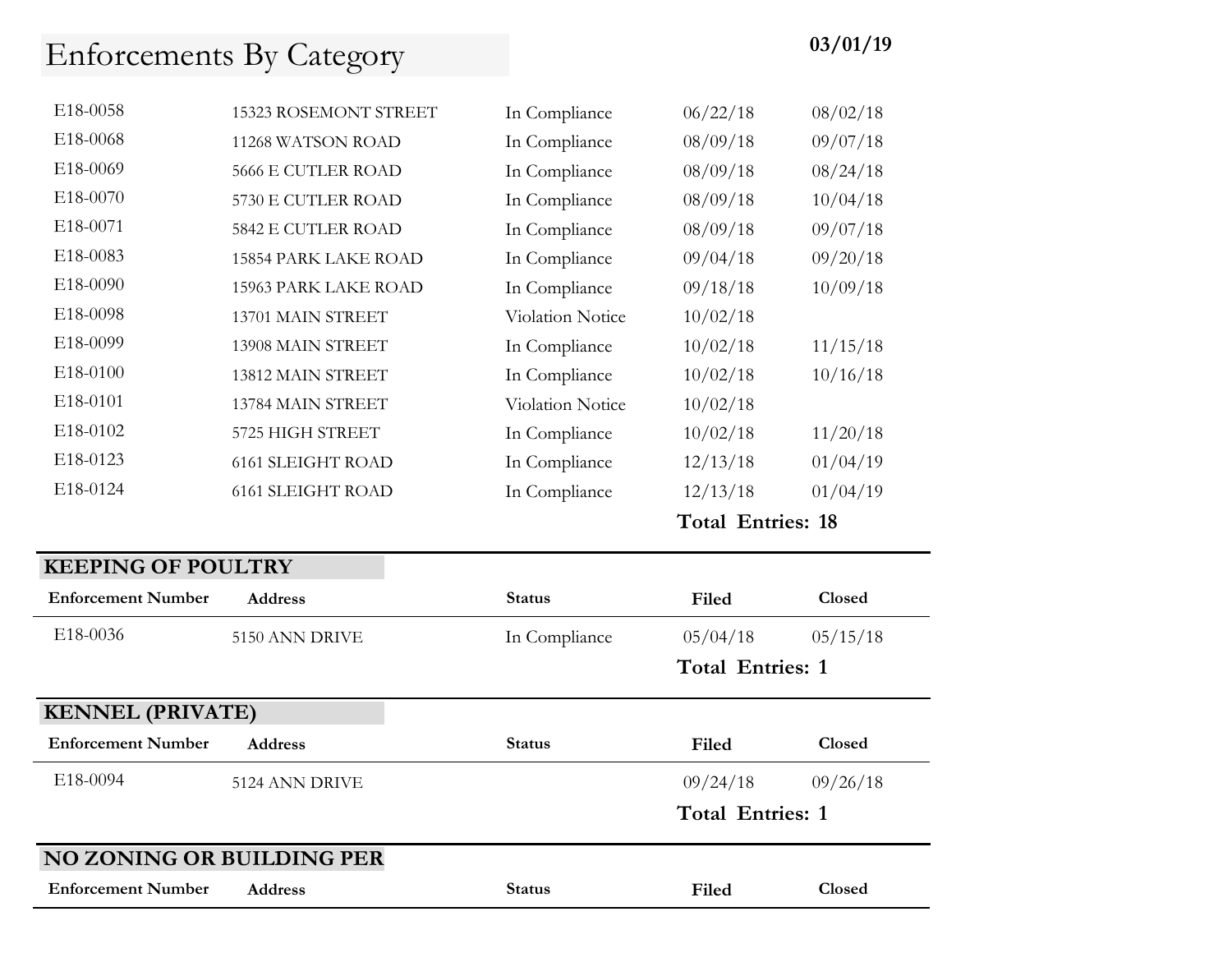# Enforcements By Category

**03/01/19**

| Enforcement Number | Address | Status | Filed | Closed |
|---|---|---|---|---|
| E18-0058 | 15323 ROSEMONT STREET | In Compliance | 06/22/18 | 08/02/18 |
| E18-0068 | 11268 WATSON ROAD | In Compliance | 08/09/18 | 09/07/18 |
| E18-0069 | 5666 E CUTLER ROAD | In Compliance | 08/09/18 | 08/24/18 |
| E18-0070 | 5730 E CUTLER ROAD | In Compliance | 08/09/18 | 10/04/18 |
| E18-0071 | 5842 E CUTLER ROAD | In Compliance | 08/09/18 | 09/07/18 |
| E18-0083 | 15854 PARK LAKE ROAD | In Compliance | 09/04/18 | 09/20/18 |
| E18-0090 | 15963 PARK LAKE ROAD | In Compliance | 09/18/18 | 10/09/18 |
| E18-0098 | 13701 MAIN STREET | Violation Notice | 10/02/18 | |
| E18-0099 | 13908 MAIN STREET | In Compliance | 10/02/18 | 11/15/18 |
| E18-0100 | 13812 MAIN STREET | In Compliance | 10/02/18 | 10/16/18 |
| E18-0101 | 13784 MAIN STREET | Violation Notice | 10/02/18 | |
| E18-0102 | 5725 HIGH STREET | In Compliance | 10/02/18 | 11/20/18 |
| E18-0123 | 6161 SLEIGHT ROAD | In Compliance | 12/13/18 | 01/04/19 |
| E18-0124 | 6161 SLEIGHT ROAD | In Compliance | 12/13/18 | 01/04/19 |

**Total Entries: 18**

## KEEPING OF POULTRY

| Enforcement Number | Address | Status | Filed | Closed |
|---|---|---|---|---|
| E18-0036 | 5150 ANN DRIVE | In Compliance | 05/04/18 | 05/15/18 |

**Total Entries: 1**

## KENNEL (PRIVATE)

| Enforcement Number | Address | Status | Filed | Closed |
|---|---|---|---|---|
| E18-0094 | 5124 ANN DRIVE | | 09/24/18 | 09/26/18 |

**Total Entries: 1**

## NO ZONING OR BUILDING PER

| Enforcement Number | Address | Status | Filed | Closed |
|---|---|---|---|---|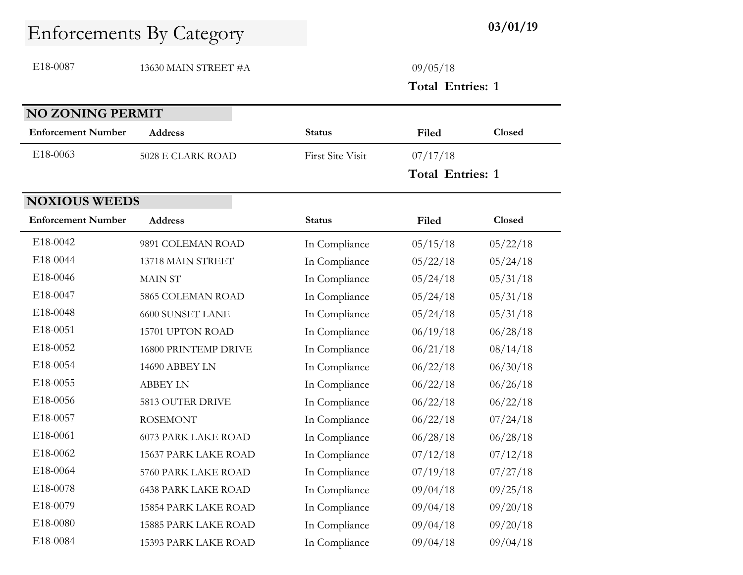# Enforcements By Category

**03/01/19**

| Enforcement Number | Address | Status | Filed | Closed |
|---|---|---|---|---|
| E18-0087 | 13630 MAIN STREET #A | | 09/05/18 | |

**Total Entries: 1**

## NO ZONING PERMIT

| Enforcement Number | Address | Status | Filed | Closed |
|---|---|---|---|---|
| E18-0063 | 5028 E CLARK ROAD | First Site Visit | 07/17/18 | |

**Total Entries: 1**

## NOXIOUS WEEDS

| Enforcement Number | Address | Status | Filed | Closed |
|---|---|---|---|---|
| E18-0042 | 9891 COLEMAN ROAD | In Compliance | 05/15/18 | 05/22/18 |
| E18-0044 | 13718 MAIN STREET | In Compliance | 05/22/18 | 05/24/18 |
| E18-0046 | MAIN ST | In Compliance | 05/24/18 | 05/31/18 |
| E18-0047 | 5865 COLEMAN ROAD | In Compliance | 05/24/18 | 05/31/18 |
| E18-0048 | 6600 SUNSET LANE | In Compliance | 05/24/18 | 05/31/18 |
| E18-0051 | 15701 UPTON ROAD | In Compliance | 06/19/18 | 06/28/18 |
| E18-0052 | 16800 PRINTEMP DRIVE | In Compliance | 06/21/18 | 08/14/18 |
| E18-0054 | 14690 ABBEY LN | In Compliance | 06/22/18 | 06/30/18 |
| E18-0055 | ABBEY LN | In Compliance | 06/22/18 | 06/26/18 |
| E18-0056 | 5813 OUTER DRIVE | In Compliance | 06/22/18 | 06/22/18 |
| E18-0057 | ROSEMONT | In Compliance | 06/22/18 | 07/24/18 |
| E18-0061 | 6073 PARK LAKE ROAD | In Compliance | 06/28/18 | 06/28/18 |
| E18-0062 | 15637 PARK LAKE ROAD | In Compliance | 07/12/18 | 07/12/18 |
| E18-0064 | 5760 PARK LAKE ROAD | In Compliance | 07/19/18 | 07/27/18 |
| E18-0078 | 6438 PARK LAKE ROAD | In Compliance | 09/04/18 | 09/25/18 |
| E18-0079 | 15854 PARK LAKE ROAD | In Compliance | 09/04/18 | 09/20/18 |
| E18-0080 | 15885 PARK LAKE ROAD | In Compliance | 09/04/18 | 09/20/18 |
| E18-0084 | 15393 PARK LAKE ROAD | In Compliance | 09/04/18 | 09/04/18 |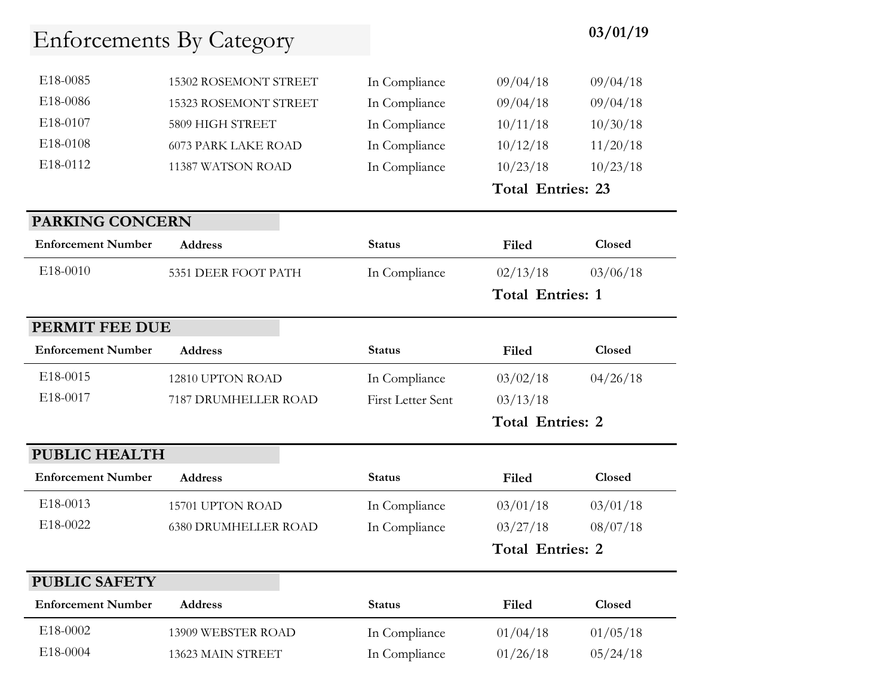# Enforcements By Category

**03/01/19**

| Enforcement Number | Address | Status | Filed | Closed |
|---|---|---|---|---|
| E18-0085 | 15302 ROSEMONT STREET | In Compliance | 09/04/18 | 09/04/18 |
| E18-0086 | 15323 ROSEMONT STREET | In Compliance | 09/04/18 | 09/04/18 |
| E18-0107 | 5809 HIGH STREET | In Compliance | 10/11/18 | 10/30/18 |
| E18-0108 | 6073 PARK LAKE ROAD | In Compliance | 10/12/18 | 11/20/18 |
| E18-0112 | 11387 WATSON ROAD | In Compliance | 10/23/18 | 10/23/18 |

**Total Entries: 23**

## PARKING CONCERN

| Enforcement Number | Address | Status | Filed | Closed |
|---|---|---|---|---|
| E18-0010 | 5351 DEER FOOT PATH | In Compliance | 02/13/18 | 03/06/18 |

**Total Entries: 1**

## PERMIT FEE DUE

| Enforcement Number | Address | Status | Filed | Closed |
|---|---|---|---|---|
| E18-0015 | 12810 UPTON ROAD | In Compliance | 03/02/18 | 04/26/18 |
| E18-0017 | 7187 DRUMHELLER ROAD | First Letter Sent | 03/13/18 | |

**Total Entries: 2**

## PUBLIC HEALTH

| Enforcement Number | Address | Status | Filed | Closed |
|---|---|---|---|---|
| E18-0013 | 15701 UPTON ROAD | In Compliance | 03/01/18 | 03/01/18 |
| E18-0022 | 6380 DRUMHELLER ROAD | In Compliance | 03/27/18 | 08/07/18 |

**Total Entries: 2**

## PUBLIC SAFETY

| Enforcement Number | Address | Status | Filed | Closed |
|---|---|---|---|---|
| E18-0002 | 13909 WEBSTER ROAD | In Compliance | 01/04/18 | 01/05/18 |
| E18-0004 | 13623 MAIN STREET | In Compliance | 01/26/18 | 05/24/18 |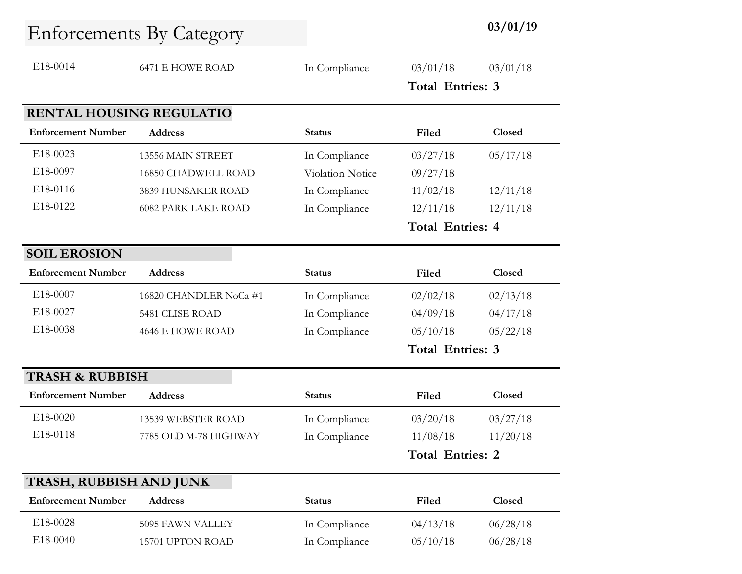# Enforcements By Category

**03/01/19**

| Enforcement Number | Address | Status | Filed | Closed |
|---|---|---|---|---|
| E18-0014 | 6471 E HOWE ROAD | In Compliance | 03/01/18 | 03/01/18 |

**Total Entries: 3**

## RENTAL HOUSING REGULATIO

| Enforcement Number | Address | Status | Filed | Closed |
|---|---|---|---|---|
| E18-0023 | 13556 MAIN STREET | In Compliance | 03/27/18 | 05/17/18 |
| E18-0097 | 16850 CHADWELL ROAD | Violation Notice | 09/27/18 | |
| E18-0116 | 3839 HUNSAKER ROAD | In Compliance | 11/02/18 | 12/11/18 |
| E18-0122 | 6082 PARK LAKE ROAD | In Compliance | 12/11/18 | 12/11/18 |

**Total Entries: 4**

## SOIL EROSION

| Enforcement Number | Address | Status | Filed | Closed |
|---|---|---|---|---|
| E18-0007 | 16820 CHANDLER NoCa #1 | In Compliance | 02/02/18 | 02/13/18 |
| E18-0027 | 5481 CLISE ROAD | In Compliance | 04/09/18 | 04/17/18 |
| E18-0038 | 4646 E HOWE ROAD | In Compliance | 05/10/18 | 05/22/18 |

**Total Entries: 3**

## TRASH & RUBBISH

| Enforcement Number | Address | Status | Filed | Closed |
|---|---|---|---|---|
| E18-0020 | 13539 WEBSTER ROAD | In Compliance | 03/20/18 | 03/27/18 |
| E18-0118 | 7785 OLD M-78 HIGHWAY | In Compliance | 11/08/18 | 11/20/18 |

**Total Entries: 2**

## TRASH, RUBBISH AND JUNK

| Enforcement Number | Address | Status | Filed | Closed |
|---|---|---|---|---|
| E18-0028 | 5095 FAWN VALLEY | In Compliance | 04/13/18 | 06/28/18 |
| E18-0040 | 15701 UPTON ROAD | In Compliance | 05/10/18 | 06/28/18 |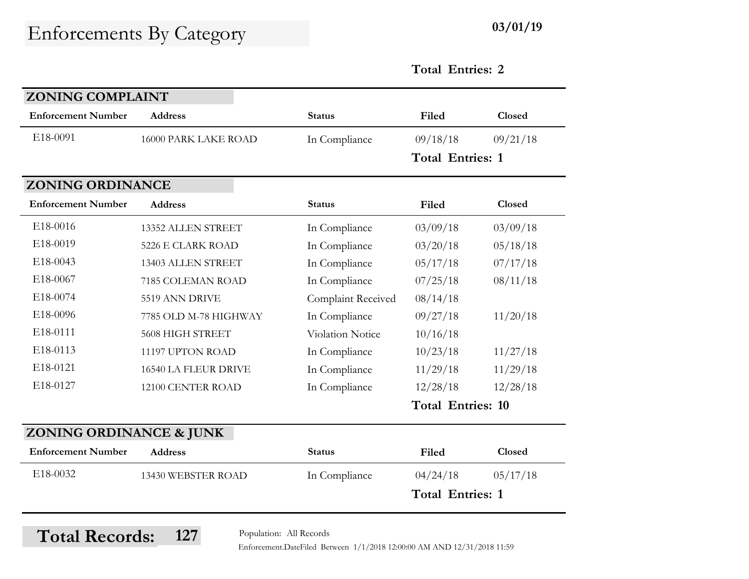# Enforcements By Category

**03/01/19**

**Total Entries: 2**

## ZONING COMPLAINT

| Enforcement Number | Address | Status | Filed | Closed |
|---|---|---|---|---|
| E18-0091 | 16000 PARK LAKE ROAD | In Compliance | 09/18/18 | 09/21/18 |

**Total Entries: 1**

## ZONING ORDINANCE

| Enforcement Number | Address | Status | Filed | Closed |
|---|---|---|---|---|
| E18-0016 | 13352 ALLEN STREET | In Compliance | 03/09/18 | 03/09/18 |
| E18-0019 | 5226 E CLARK ROAD | In Compliance | 03/20/18 | 05/18/18 |
| E18-0043 | 13403 ALLEN STREET | In Compliance | 05/17/18 | 07/17/18 |
| E18-0067 | 7185 COLEMAN ROAD | In Compliance | 07/25/18 | 08/11/18 |
| E18-0074 | 5519 ANN DRIVE | Complaint Received | 08/14/18 | |
| E18-0096 | 7785 OLD M-78 HIGHWAY | In Compliance | 09/27/18 | 11/20/18 |
| E18-0111 | 5608 HIGH STREET | Violation Notice | 10/16/18 | |
| E18-0113 | 11197 UPTON ROAD | In Compliance | 10/23/18 | 11/27/18 |
| E18-0121 | 16540 LA FLEUR DRIVE | In Compliance | 11/29/18 | 11/29/18 |
| E18-0127 | 12100 CENTER ROAD | In Compliance | 12/28/18 | 12/28/18 |

**Total Entries: 10**

## ZONING ORDINANCE & JUNK

| Enforcement Number | Address | Status | Filed | Closed |
|---|---|---|---|---|
| E18-0032 | 13430 WEBSTER ROAD | In Compliance | 04/24/18 | 05/17/18 |

**Total Entries: 1**

**Total Records: 127**

Population: All Records
Enforcement.DateFiled Between 1/1/2018 12:00:00 AM AND 12/31/2018 11:59